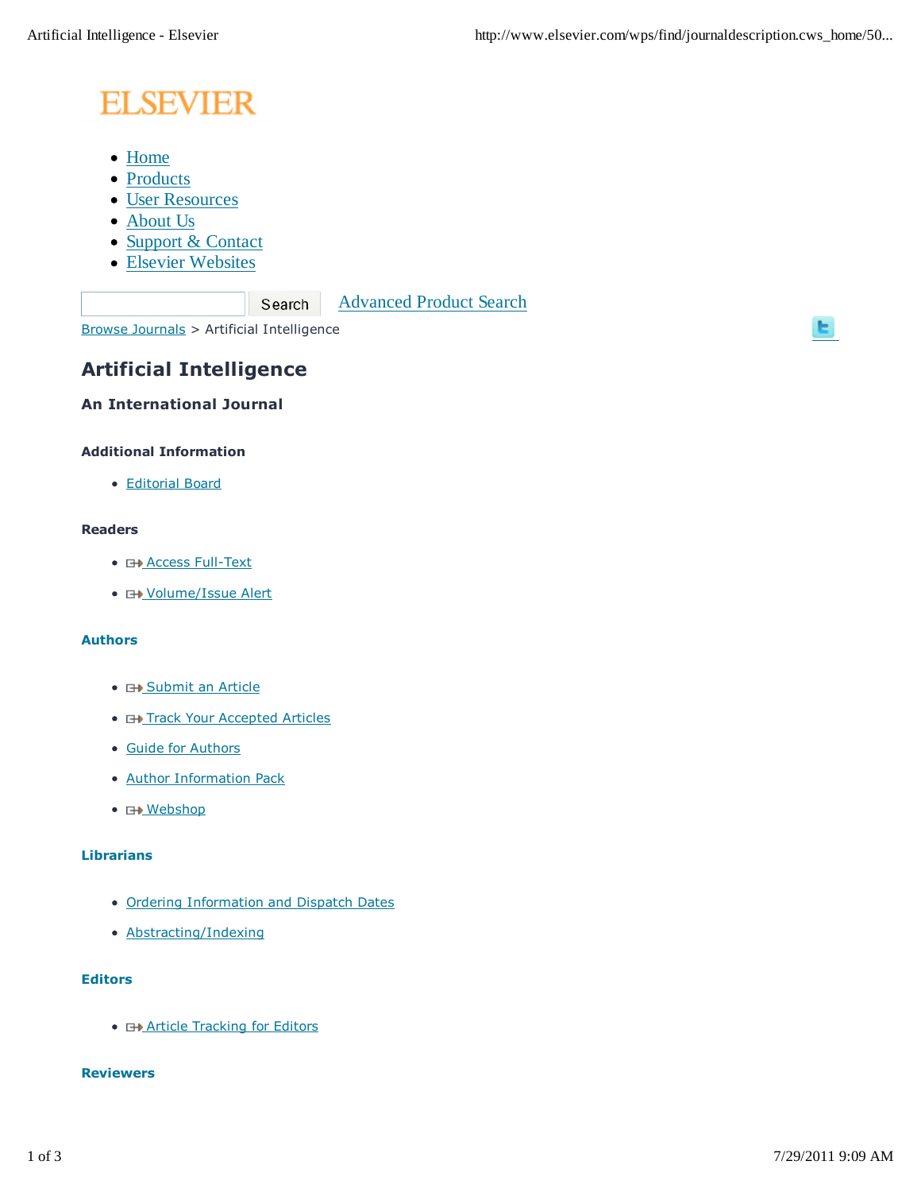ELSEVIER

- Home
- Products
- User Resources
- About Us
- Support & Contact
- Elsevier Websites

Search Advanced Product Search

Browse Journals > Artificial Intelligence

# Artificial Intelligence

## An International Journal

### Additional Information

- Editorial Board

### Readers

- Access Full-Text
- Volume/Issue Alert

### Authors

- Submit an Article
- Track Your Accepted Articles
- Guide for Authors
- Author Information Pack
- Webshop

### Librarians

- Ordering Information and Dispatch Dates
- Abstracting/Indexing

### Editors

- Article Tracking for Editors

### Reviewers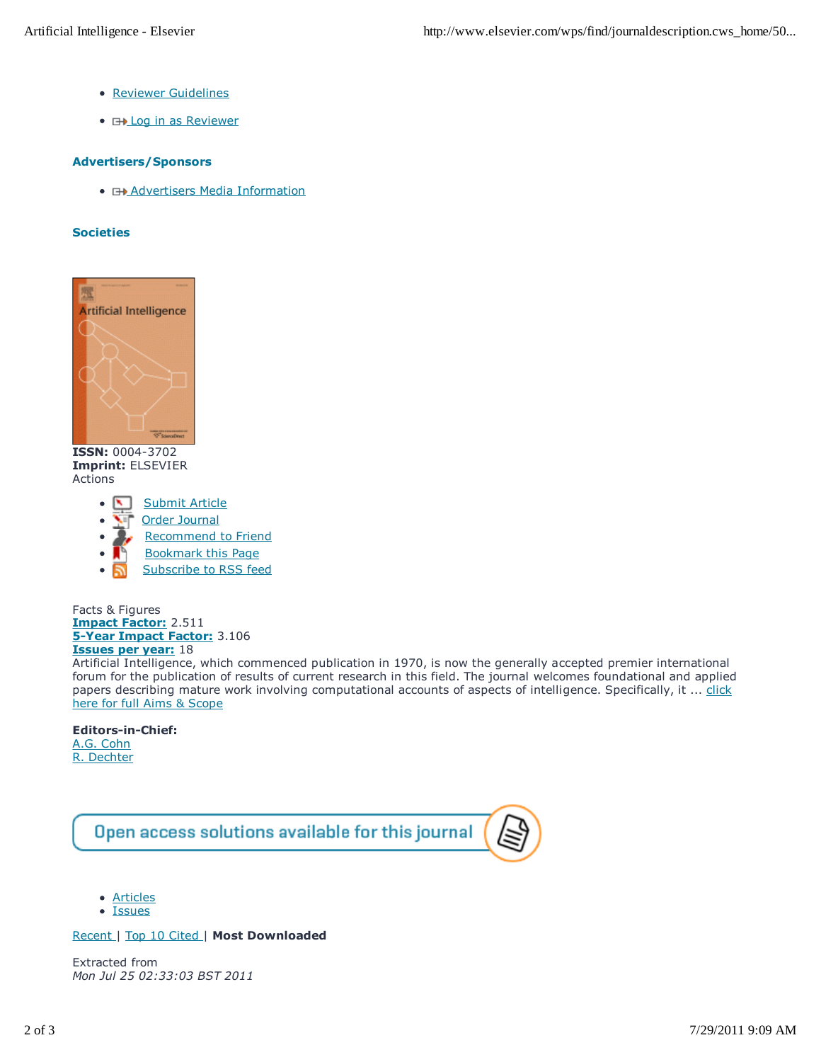- Reviewer Guidelines
- Log in as Reviewer

### Advertisers/Sponsors

- Advertisers Media Information

### Societies

**ISSN:** 0004-3702
**Imprint:** ELSEVIER
Actions

- Submit Article
- Order Journal
- Recommend to Friend
- Bookmark this Page
- Subscribe to RSS feed

Facts & Figures
**Impact Factor:** 2.511
**5-Year Impact Factor:** 3.106
**Issues per year:** 18
Artificial Intelligence, which commenced publication in 1970, is now the generally accepted premier international forum for the publication of results of current research in this field. The journal welcomes foundational and applied papers describing mature work involving computational accounts of aspects of intelligence. Specifically, it ... click here for full Aims & Scope

**Editors-in-Chief:**
A.G. Cohn
R. Dechter

Open access solutions available for this journal

- Articles
- Issues

Recent | Top 10 Cited | **Most Downloaded**

Extracted from
*Mon Jul 25 02:33:03 BST 2011*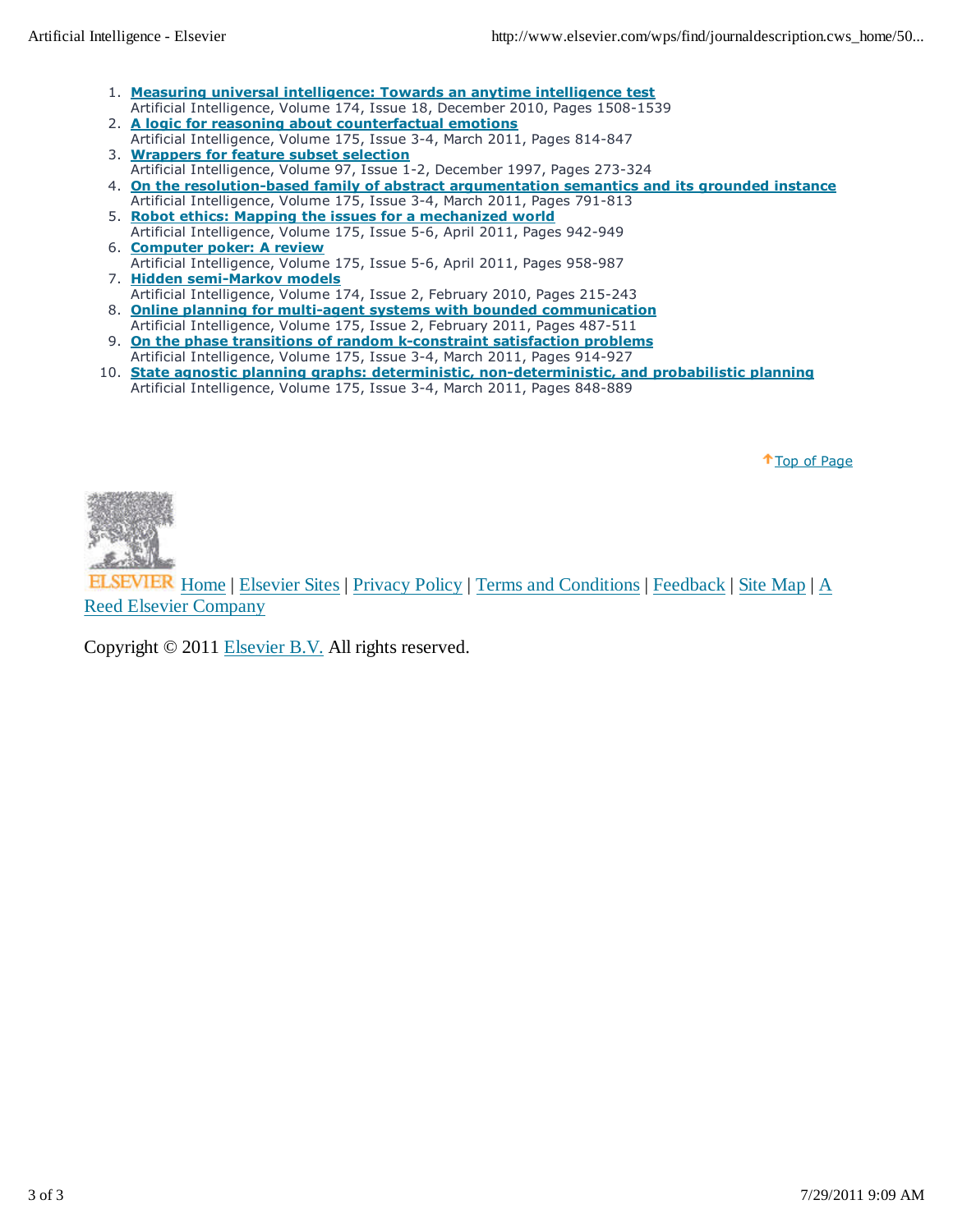1. **Measuring universal intelligence: Towards an anytime intelligence test**
   Artificial Intelligence, Volume 174, Issue 18, December 2010, Pages 1508-1539
2. **A logic for reasoning about counterfactual emotions**
   Artificial Intelligence, Volume 175, Issue 3-4, March 2011, Pages 814-847
3. **Wrappers for feature subset selection**
   Artificial Intelligence, Volume 97, Issue 1-2, December 1997, Pages 273-324
4. **On the resolution-based family of abstract argumentation semantics and its grounded instance**
   Artificial Intelligence, Volume 175, Issue 3-4, March 2011, Pages 791-813
5. **Robot ethics: Mapping the issues for a mechanized world**
   Artificial Intelligence, Volume 175, Issue 5-6, April 2011, Pages 942-949
6. **Computer poker: A review**
   Artificial Intelligence, Volume 175, Issue 5-6, April 2011, Pages 958-987
7. **Hidden semi-Markov models**
   Artificial Intelligence, Volume 174, Issue 2, February 2010, Pages 215-243
8. **Online planning for multi-agent systems with bounded communication**
   Artificial Intelligence, Volume 175, Issue 2, February 2011, Pages 487-511
9. **On the phase transitions of random k-constraint satisfaction problems**
   Artificial Intelligence, Volume 175, Issue 3-4, March 2011, Pages 914-927
10. **State agnostic planning graphs: deterministic, non-deterministic, and probabilistic planning**
    Artificial Intelligence, Volume 175, Issue 3-4, March 2011, Pages 848-889

Top of Page

ELSEVIER Home | Elsevier Sites | Privacy Policy | Terms and Conditions | Feedback | Site Map | A Reed Elsevier Company

Copyright © 2011 Elsevier B.V. All rights reserved.